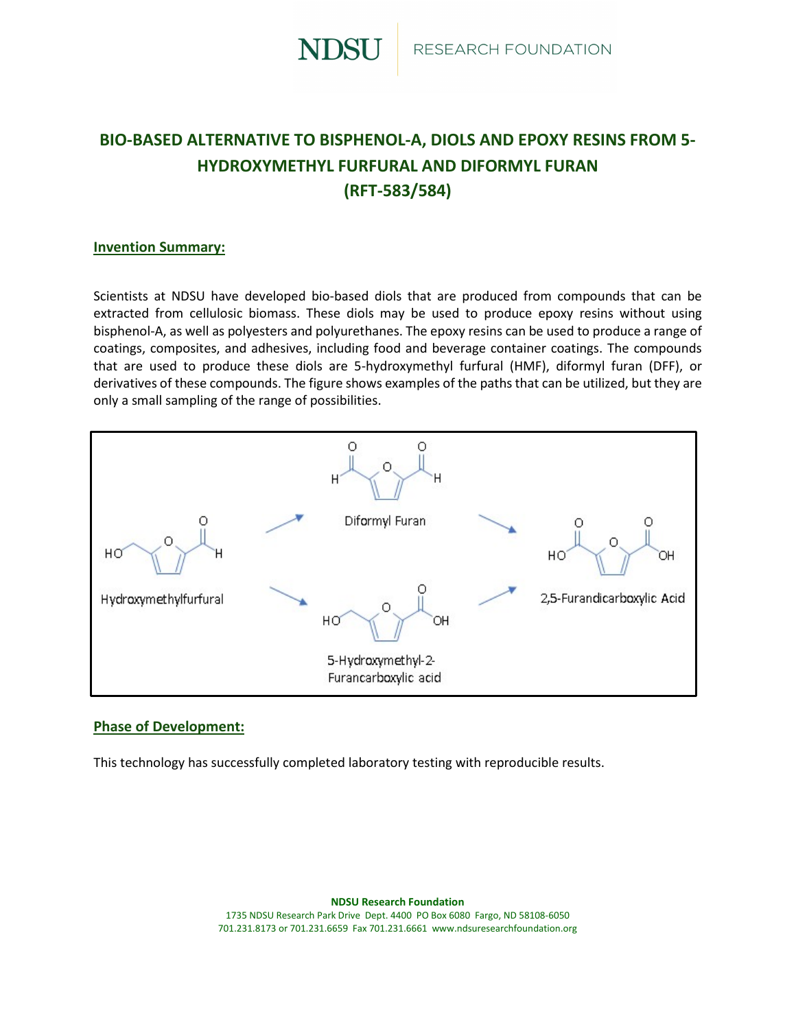# BIO-BASED ALTERNATIVE TO BISPHENOL-A, DIOLS AND EPOXY RESINS FROM 5-HYDROXYMETHYL FURFURAL AND DIFORMYL FURAN (RFT-583/584)

## Invention Summary:

Scientists at NDSU have developed bio-based diols that are produced from compounds that can be extracted from cellulosic biomass. These diols may be used to produce epoxy resins without using bisphenol-A, as well as polyesters and polyurethanes. The epoxy resins can be used to produce a range of coatings, composites, and adhesives, including food and beverage container coatings. The compounds that are used to produce these diols are 5-hydroxymethyl furfural (HMF), diformyl furan (DFF), or derivatives of these compounds. The figure shows examples of the paths that can be utilized, but they are only a small sampling of the range of possibilities.

Hydroxymethylfurfural → Diformyl Furan → 2,5-Furandicarboxylic Acid

Hydroxymethylfurfural → 5-Hydroxymethyl-2-Furancarboxylic acid → 2,5-Furandicarboxylic Acid

## Phase of Development:

This technology has successfully completed laboratory testing with reproducible results.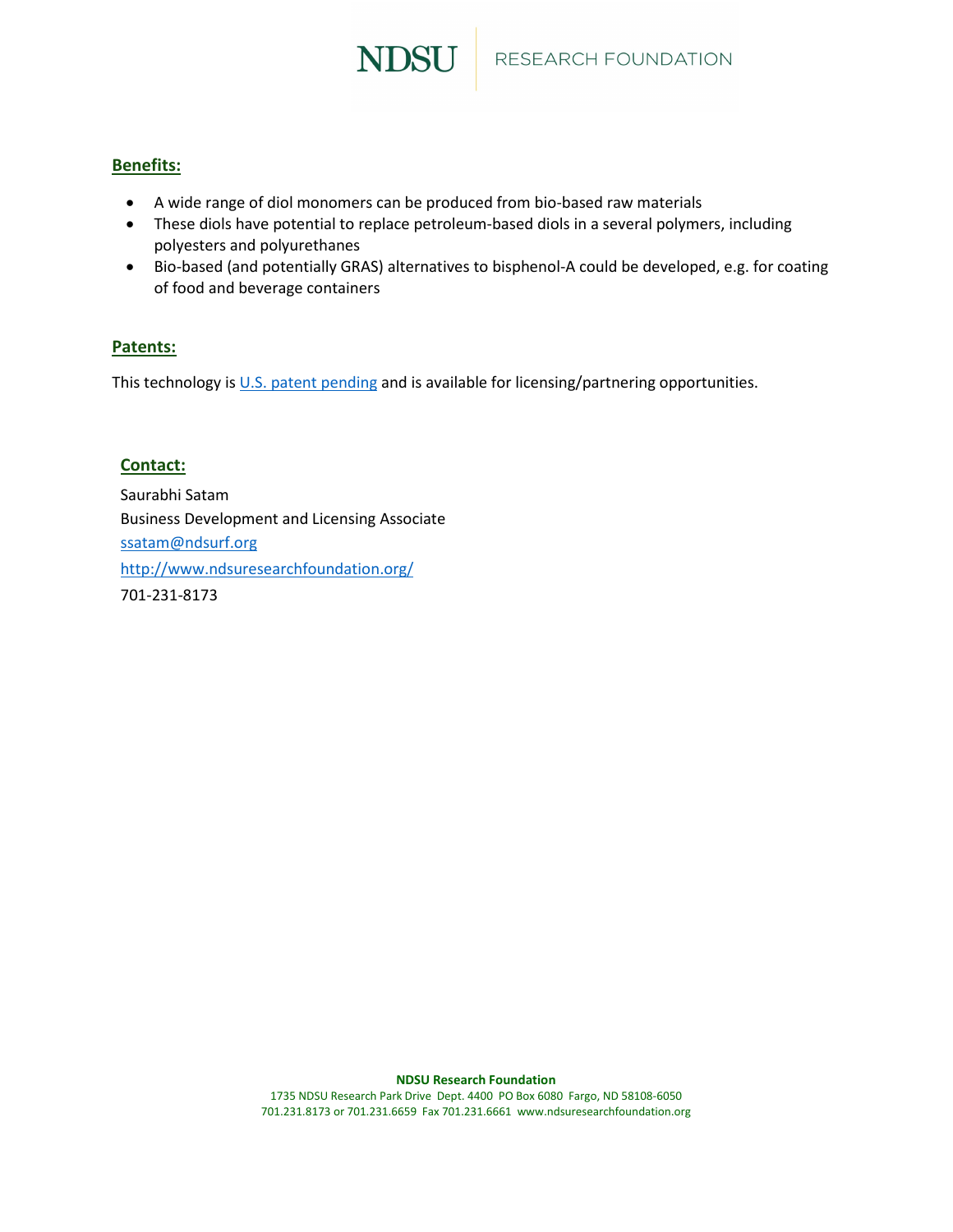## Benefits:

- A wide range of diol monomers can be produced from bio-based raw materials
- These diols have potential to replace petroleum-based diols in a several polymers, including polyesters and polyurethanes
- Bio-based (and potentially GRAS) alternatives to bisphenol-A could be developed, e.g. for coating of food and beverage containers

## Patents:

This technology is U.S. patent pending and is available for licensing/partnering opportunities.

## Contact:

Saurabhi Satam  
Business Development and Licensing Associate  
ssatam@ndsurf.org  
http://www.ndsuresearchfoundation.org/  
701-231-8173

**NDSU Research Foundation**  
1735 NDSU Research Park Drive Dept. 4400 PO Box 6080 Fargo, ND 58108-6050  
701.231.8173 or 701.231.6659 Fax 701.231.6661 www.ndsuresearchfoundation.org